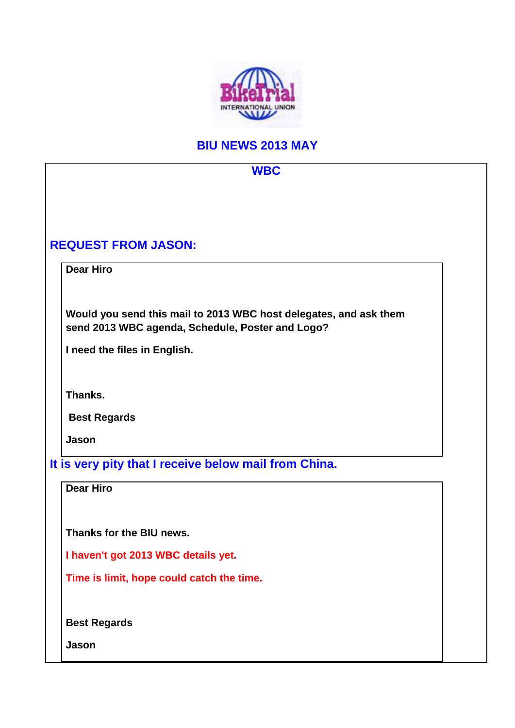# BIU NEWS 2013 MAY

## WBC

### REQUEST FROM JASON:

> **Dear Hiro**
>
> **Would you send this mail to 2013 WBC host delegates, and ask them send 2013 WBC agenda, Schedule, Poster and Logo?**
>
> **I need the files in English.**
>
> **Thanks.**
>
> **Best Regards**
>
> **Jason**

### It is very pity that I receive below mail from China.

> **Dear Hiro**
>
> **Thanks for the BIU news.**
>
> **I haven't got 2013 WBC details yet.**
>
> **Time is limit, hope could catch the time.**
>
> **Best Regards**
>
> **Jason**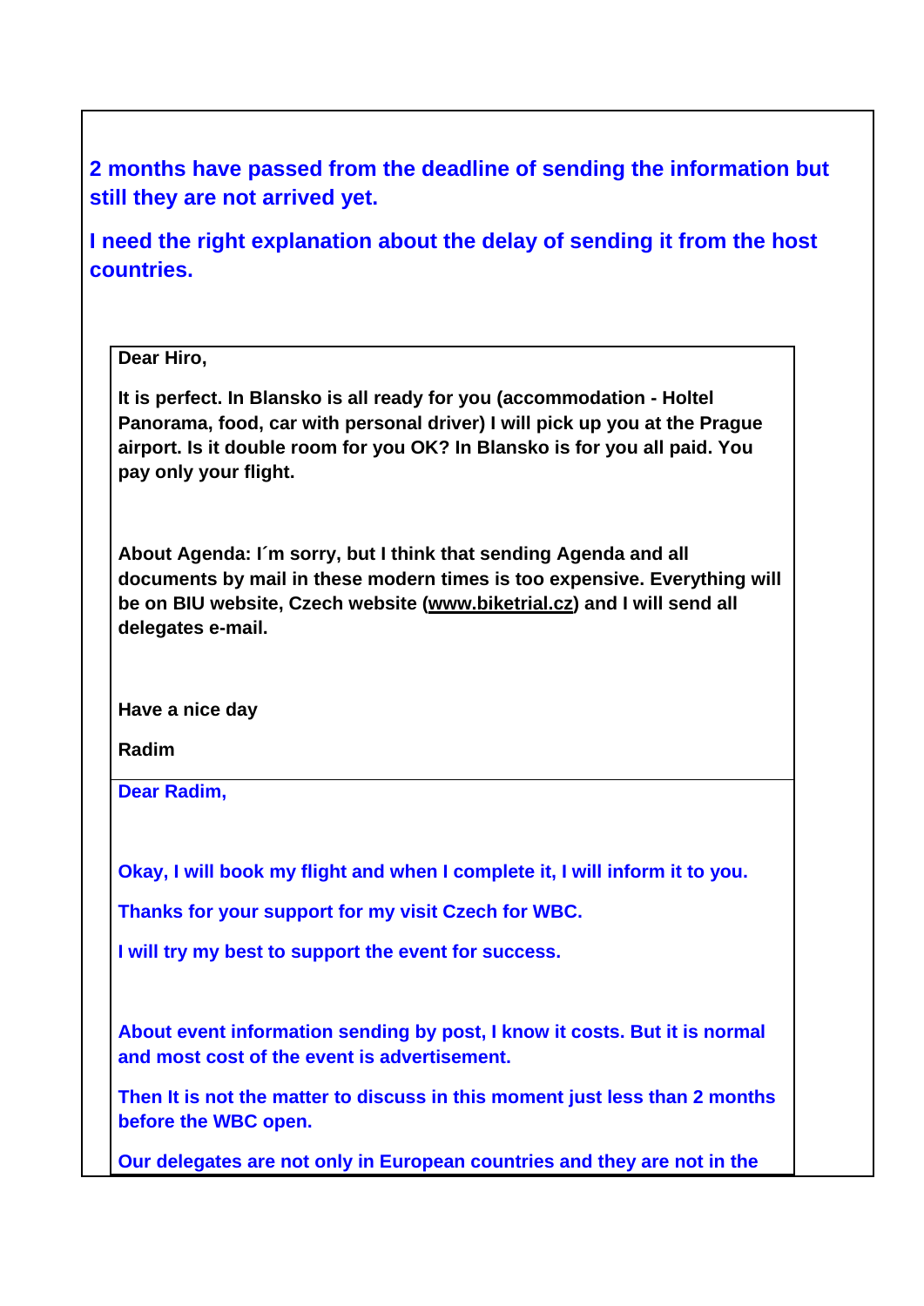**2 months have passed from the deadline of sending the information but still they are not arrived yet.**

**I need the right explanation about the delay of sending it from the host countries.**

**Dear Hiro,**

**It is perfect. In Blansko is all ready for you (accommodation - Holtel Panorama, food, car with personal driver) I will pick up you at the Prague airport. Is it double room for you OK? In Blansko is for you all paid. You pay only your flight.**

**About Agenda: I´m sorry, but I think that sending Agenda and all documents by mail in these modern times is too expensive. Everything will be on BIU website, Czech website (www.biketrial.cz) and I will send all delegates e-mail.**

**Have a nice day**

**Radim**

**Dear Radim,**

**Okay, I will book my flight and when I complete it, I will inform it to you.**

**Thanks for your support for my visit Czech for WBC.**

**I will try my best to support the event for success.**

**About event information sending by post, I know it costs. But it is normal and most cost of the event is advertisement.**

**Then It is not the matter to discuss in this moment just less than 2 months before the WBC open.**

**Our delegates are not only in European countries and they are not in the**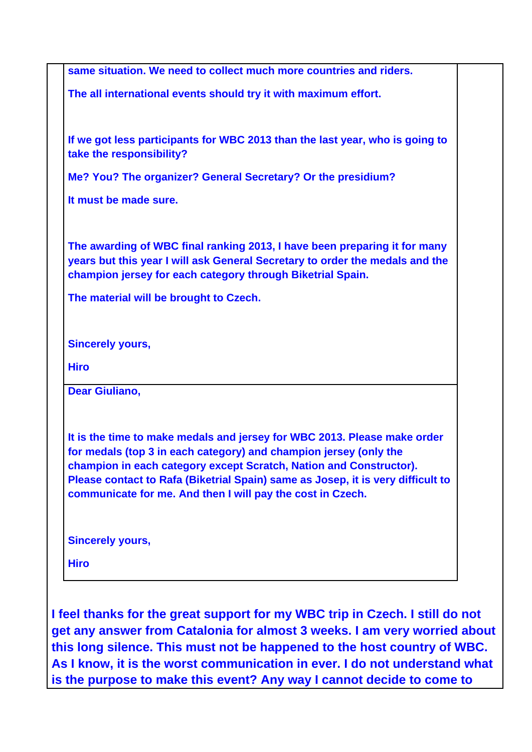**same situation. We need to collect much more countries and riders.**

**The all international events should try it with maximum effort.**

**If we got less participants for WBC 2013 than the last year, who is going to take the responsibility?**

**Me? You? The organizer? General Secretary? Or the presidium?**

**It must be made sure.**

**The awarding of WBC final ranking 2013, I have been preparing it for many years but this year I will ask General Secretary to order the medals and the champion jersey for each category through Biketrial Spain.**

**The material will be brought to Czech.**

**Sincerely yours,**

**Hiro**

---

**Dear Giuliano,**

**It is the time to make medals and jersey for WBC 2013. Please make order for medals (top 3 in each category) and champion jersey (only the champion in each category except Scratch, Nation and Constructor). Please contact to Rafa (Biketrial Spain) same as Josep, it is very difficult to communicate for me. And then I will pay the cost in Czech.**

**Sincerely yours,**

**Hiro**

---

**I feel thanks for the great support for my WBC trip in Czech. I still do not get any answer from Catalonia for almost 3 weeks. I am very worried about this long silence. This must not be happened to the host country of WBC. As I know, it is the worst communication in ever. I do not understand what is the purpose to make this event? Any way I cannot decide to come to**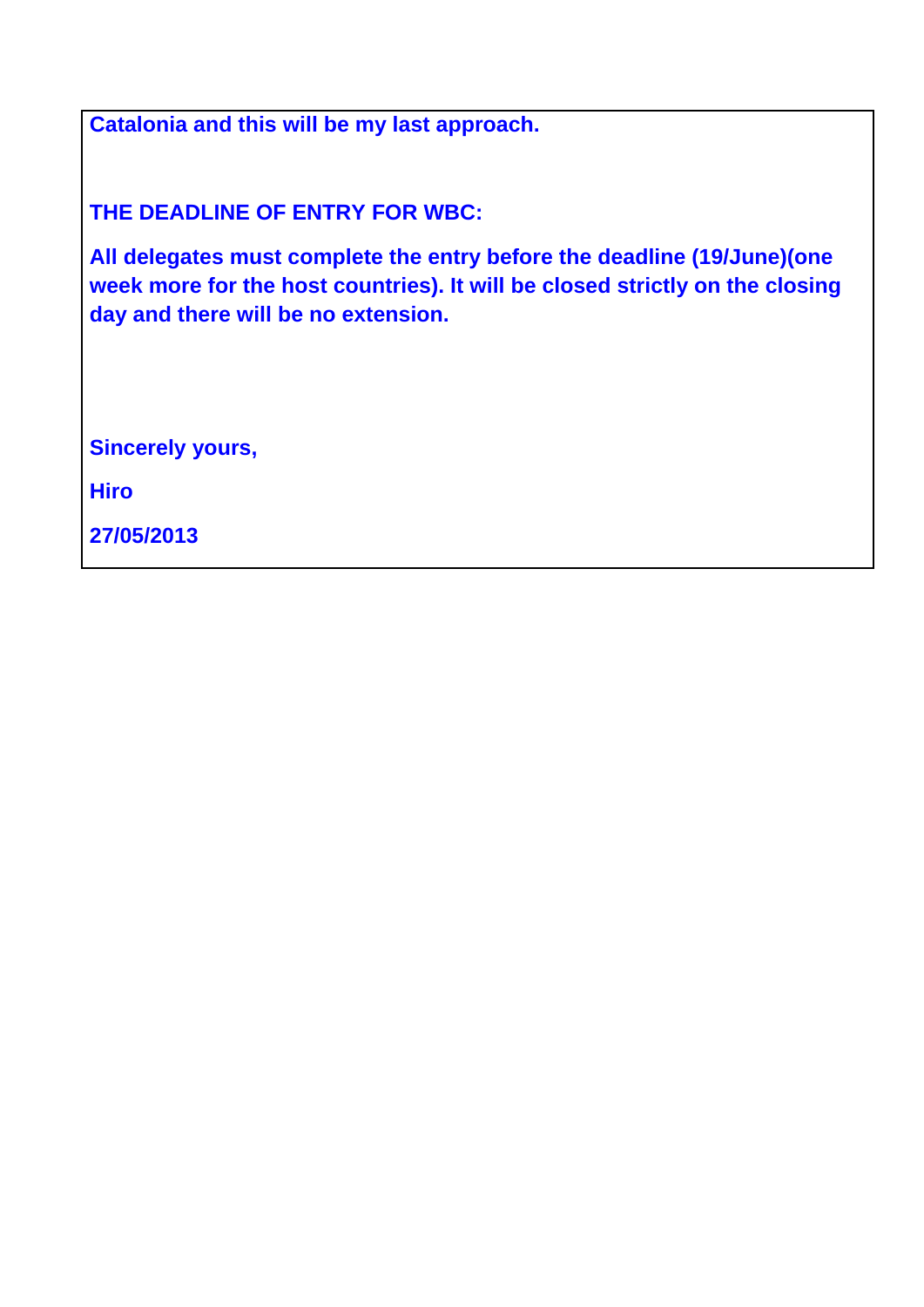**Catalonia and this will be my last approach.**

**THE DEADLINE OF ENTRY FOR WBC:**

**All delegates must complete the entry before the deadline (19/June)(one week more for the host countries). It will be closed strictly on the closing day and there will be no extension.**

**Sincerely yours,**

**Hiro**

**27/05/2013**